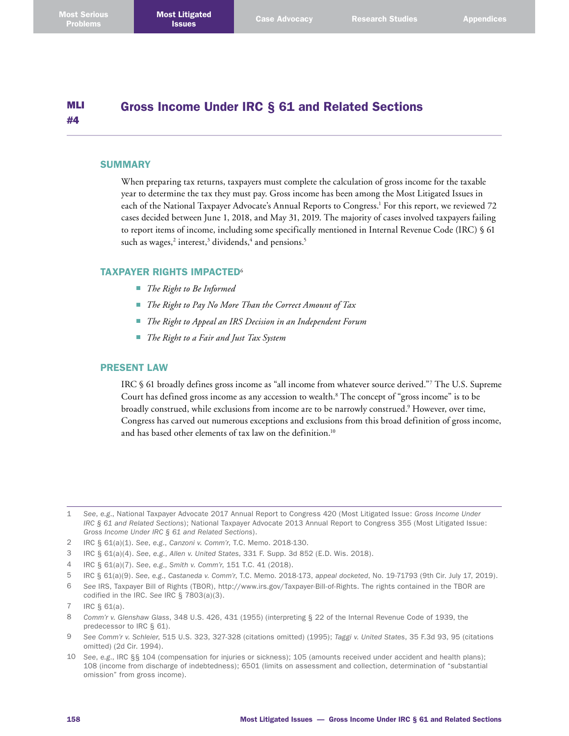# MLI #4 Gross Income Under IRC § 61 and Related Sections

## SUMMARY

When preparing tax returns, taxpayers must complete the calculation of gross income for the taxable year to determine the tax they must pay. Gross income has been among the Most Litigated Issues in each of the National Taxpayer Advocate's Annual Reports to Congress.[1] For this report, we reviewed 72 cases decided between June 1, 2018, and May 31, 2019. The majority of cases involved taxpayers failing to report items of income, including some specifically mentioned in Internal Revenue Code (IRC) § 61 such as wages,[2] interest,[3] dividends,[4] and pensions.[5]

## TAXPAYER RIGHTS IMPACTED[6]

- *The Right to Be Informed*
- *The Right to Pay No More Than the Correct Amount of Tax*
- *The Right to Appeal an IRS Decision in an Independent Forum*
- *The Right to a Fair and Just Tax System*

## PRESENT LAW

IRC § 61 broadly defines gross income as "all income from whatever source derived."[7] The U.S. Supreme Court has defined gross income as any accession to wealth.[8] The concept of "gross income" is to be broadly construed, while exclusions from income are to be narrowly construed.[9] However, over time, Congress has carved out numerous exceptions and exclusions from this broad definition of gross income, and has based other elements of tax law on the definition.[10]

---

1 *See*, *e.g.*, National Taxpayer Advocate 2017 Annual Report to Congress 420 (Most Litigated Issue: *Gross Income Under IRC § 61 and Related Sections*); National Taxpayer Advocate 2013 Annual Report to Congress 355 (Most Litigated Issue: *Gross Income Under IRC § 61 and Related Sections*).

2 IRC § 61(a)(1). *See*, *e.g.*, *Canzoni v. Comm'r*, T.C. Memo. 2018-130.

3 IRC § 61(a)(4). *See*, *e.g.*, *Allen v. United States*, 331 F. Supp. 3d 852 (E.D. Wis. 2018).

4 IRC § 61(a)(7). *See*, *e.g.*, *Smith v. Comm'r*, 151 T.C. 41 (2018).

5 IRC § 61(a)(9). *See*, *e.g.*, *Castaneda v. Comm'r*, T.C. Memo. 2018-173, *appeal docketed*, No. 19-71793 (9th Cir. July 17, 2019).

6 *See* IRS, Taxpayer Bill of Rights (TBOR), http://www.irs.gov/Taxpayer-Bill-of-Rights. The rights contained in the TBOR are codified in the IRC. *See* IRC § 7803(a)(3).

7 IRC § 61(a).

8 *Comm'r v. Glenshaw Glass*, 348 U.S. 426, 431 (1955) (interpreting § 22 of the Internal Revenue Code of 1939, the predecessor to IRC § 61).

9 *See Comm'r v. Schleier*, 515 U.S. 323, 327-328 (citations omitted) (1995); *Taggi v. United States*, 35 F.3d 93, 95 (citations omitted) (2d Cir. 1994).

10 *See*, *e.g.*, IRC §§ 104 (compensation for injuries or sickness); 105 (amounts received under accident and health plans); 108 (income from discharge of indebtedness); 6501 (limits on assessment and collection, determination of "substantial omission" from gross income).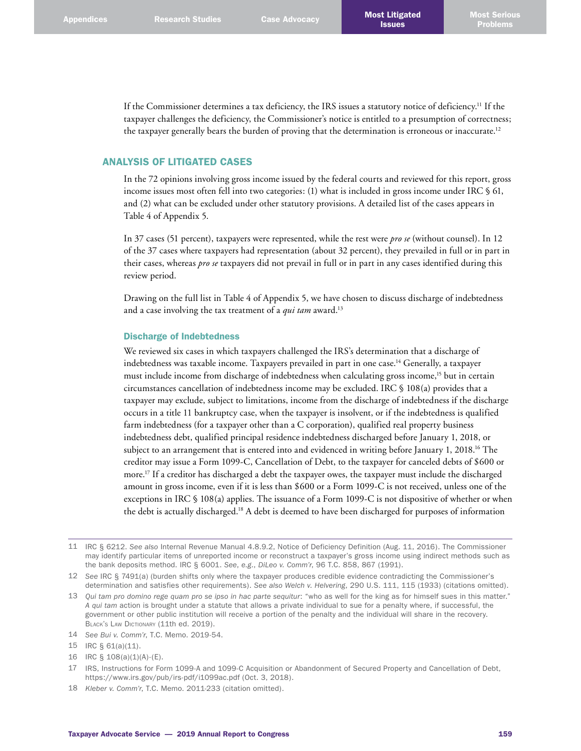If the Commissioner determines a tax deficiency, the IRS issues a statutory notice of deficiency.[11] If the taxpayer challenges the deficiency, the Commissioner's notice is entitled to a presumption of correctness; the taxpayer generally bears the burden of proving that the determination is erroneous or inaccurate.[12]

## ANALYSIS OF LITIGATED CASES

In the 72 opinions involving gross income issued by the federal courts and reviewed for this report, gross income issues most often fell into two categories: (1) what is included in gross income under IRC § 61, and (2) what can be excluded under other statutory provisions. A detailed list of the cases appears in Table 4 of Appendix 5.

In 37 cases (51 percent), taxpayers were represented, while the rest were *pro se* (without counsel). In 12 of the 37 cases where taxpayers had representation (about 32 percent), they prevailed in full or in part in their cases, whereas *pro se* taxpayers did not prevail in full or in part in any cases identified during this review period.

Drawing on the full list in Table 4 of Appendix 5, we have chosen to discuss discharge of indebtedness and a case involving the tax treatment of a *qui tam* award.[13]

### Discharge of Indebtedness

We reviewed six cases in which taxpayers challenged the IRS's determination that a discharge of indebtedness was taxable income. Taxpayers prevailed in part in one case.[14] Generally, a taxpayer must include income from discharge of indebtedness when calculating gross income,[15] but in certain circumstances cancellation of indebtedness income may be excluded. IRC § 108(a) provides that a taxpayer may exclude, subject to limitations, income from the discharge of indebtedness if the discharge occurs in a title 11 bankruptcy case, when the taxpayer is insolvent, or if the indebtedness is qualified farm indebtedness (for a taxpayer other than a C corporation), qualified real property business indebtedness debt, qualified principal residence indebtedness discharged before January 1, 2018, or subject to an arrangement that is entered into and evidenced in writing before January 1, 2018.[16] The creditor may issue a Form 1099-C, Cancellation of Debt, to the taxpayer for canceled debts of $600 or more.[17] If a creditor has discharged a debt the taxpayer owes, the taxpayer must include the discharged amount in gross income, even if it is less than $600 or a Form 1099-C is not received, unless one of the exceptions in IRC § 108(a) applies. The issuance of a Form 1099-C is not dispositive of whether or when the debt is actually discharged.[18] A debt is deemed to have been discharged for purposes of information

---

11 IRC § 6212. *See also* Internal Revenue Manual 4.8.9.2, Notice of Deficiency Definition (Aug. 11, 2016). The Commissioner may identify particular items of unreported income or reconstruct a taxpayer's gross income using indirect methods such as the bank deposits method. IRC § 6001. *See, e.g., DiLeo v. Comm'r*, 96 T.C. 858, 867 (1991).

12 *See* IRC § 7491(a) (burden shifts only where the taxpayer produces credible evidence contradicting the Commissioner's determination and satisfies other requirements). *See also Welch v. Helvering*, 290 U.S. 111, 115 (1933) (citations omitted).

13 *Qui tam pro domino rege quam pro se ipso in hac parte sequitur*: "who as well for the king as for himself sues in this matter." *A qui tam* action is brought under a statute that allows a private individual to sue for a penalty where, if successful, the government or other public institution will receive a portion of the penalty and the individual will share in the recovery. Black's Law Dictionary (11th ed. 2019).

14 *See Bui v. Comm'r*, T.C. Memo. 2019-54.

15 IRC § 61(a)(11).

16 IRC § 108(a)(1)(A)-(E).

17 IRS, Instructions for Form 1099-A and 1099-C Acquisition or Abandonment of Secured Property and Cancellation of Debt, https://www.irs.gov/pub/irs-pdf/i1099ac.pdf (Oct. 3, 2018).

18 *Kleber v. Comm'r*, T.C. Memo. 2011-233 (citation omitted).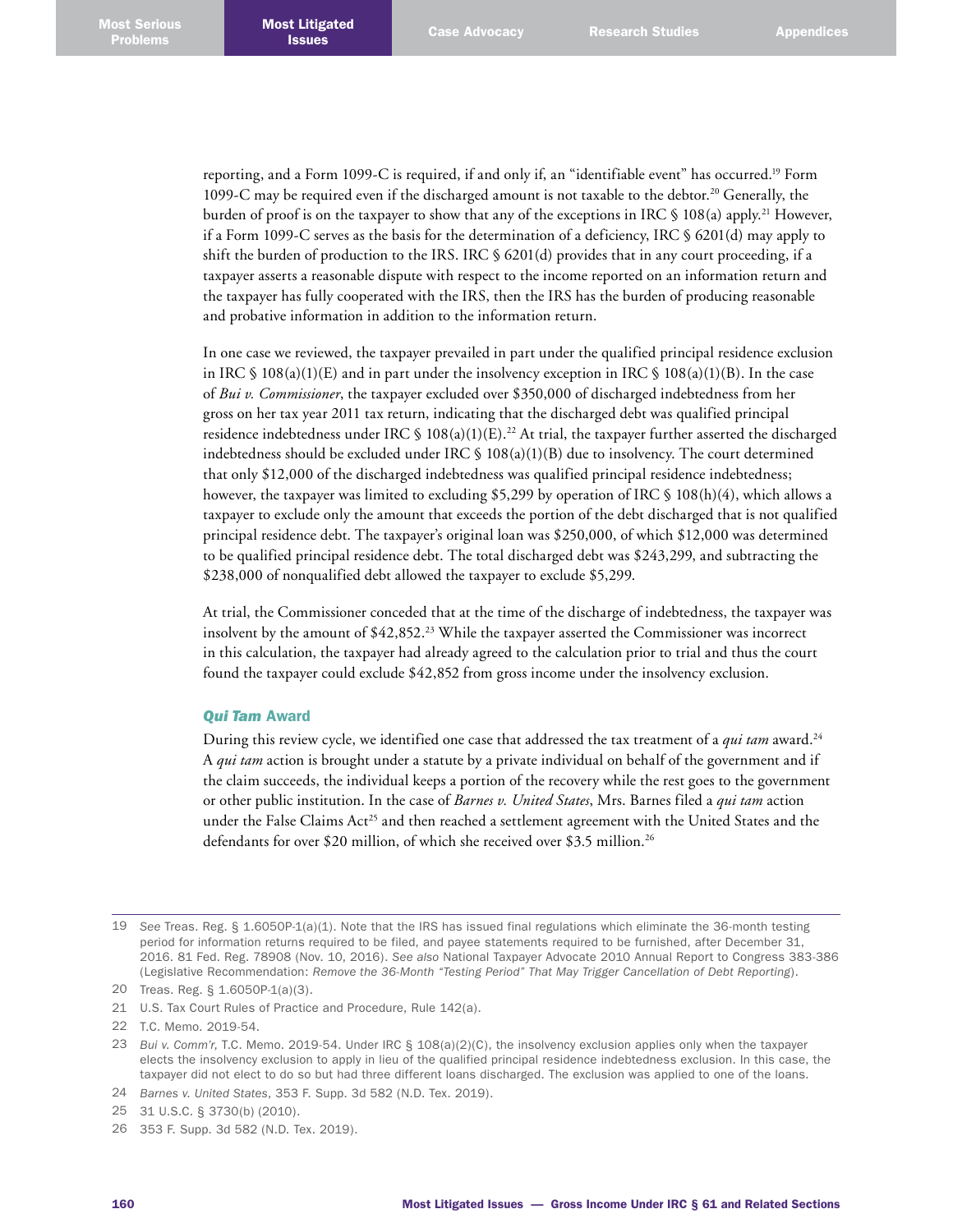reporting, and a Form 1099-C is required, if and only if, an "identifiable event" has occurred.[19] Form 1099-C may be required even if the discharged amount is not taxable to the debtor.[20] Generally, the burden of proof is on the taxpayer to show that any of the exceptions in IRC § 108(a) apply.[21] However, if a Form 1099-C serves as the basis for the determination of a deficiency, IRC § 6201(d) may apply to shift the burden of production to the IRS. IRC § 6201(d) provides that in any court proceeding, if a taxpayer asserts a reasonable dispute with respect to the income reported on an information return and the taxpayer has fully cooperated with the IRS, then the IRS has the burden of producing reasonable and probative information in addition to the information return.

In one case we reviewed, the taxpayer prevailed in part under the qualified principal residence exclusion in IRC § 108(a)(1)(E) and in part under the insolvency exception in IRC § 108(a)(1)(B). In the case of *Bui v. Commissioner*, the taxpayer excluded over $350,000 of discharged indebtedness from her gross on her tax year 2011 tax return, indicating that the discharged debt was qualified principal residence indebtedness under IRC § 108(a)(1)(E).[22] At trial, the taxpayer further asserted the discharged indebtedness should be excluded under IRC § 108(a)(1)(B) due to insolvency. The court determined that only $12,000 of the discharged indebtedness was qualified principal residence indebtedness; however, the taxpayer was limited to excluding $5,299 by operation of IRC § 108(h)(4), which allows a taxpayer to exclude only the amount that exceeds the portion of the debt discharged that is not qualified principal residence debt. The taxpayer's original loan was $250,000, of which $12,000 was determined to be qualified principal residence debt. The total discharged debt was $243,299, and subtracting the $238,000 of nonqualified debt allowed the taxpayer to exclude $5,299.

At trial, the Commissioner conceded that at the time of the discharge of indebtedness, the taxpayer was insolvent by the amount of $42,852.[23] While the taxpayer asserted the Commissioner was incorrect in this calculation, the taxpayer had already agreed to the calculation prior to trial and thus the court found the taxpayer could exclude $42,852 from gross income under the insolvency exclusion.

### *Qui Tam* Award

During this review cycle, we identified one case that addressed the tax treatment of a *qui tam* award.[24] A *qui tam* action is brought under a statute by a private individual on behalf of the government and if the claim succeeds, the individual keeps a portion of the recovery while the rest goes to the government or other public institution. In the case of *Barnes v. United States*, Mrs. Barnes filed a *qui tam* action under the False Claims Act[25] and then reached a settlement agreement with the United States and the defendants for over $20 million, of which she received over $3.5 million.[26]

---

19 *See* Treas. Reg. § 1.6050P-1(a)(1). Note that the IRS has issued final regulations which eliminate the 36-month testing period for information returns required to be filed, and payee statements required to be furnished, after December 31, 2016. 81 Fed. Reg. 78908 (Nov. 10, 2016). *See also* National Taxpayer Advocate 2010 Annual Report to Congress 383-386 (Legislative Recommendation: *Remove the 36-Month "Testing Period" That May Trigger Cancellation of Debt Reporting*).

20 Treas. Reg. § 1.6050P-1(a)(3).

21 U.S. Tax Court Rules of Practice and Procedure, Rule 142(a).

22 T.C. Memo. 2019-54.

23 *Bui v. Comm'r*, T.C. Memo. 2019-54. Under IRC § 108(a)(2)(C), the insolvency exclusion applies only when the taxpayer elects the insolvency exclusion to apply in lieu of the qualified principal residence indebtedness exclusion. In this case, the taxpayer did not elect to do so but had three different loans discharged. The exclusion was applied to one of the loans.

24 *Barnes v. United States*, 353 F. Supp. 3d 582 (N.D. Tex. 2019).

25 31 U.S.C. § 3730(b) (2010).

26 353 F. Supp. 3d 582 (N.D. Tex. 2019).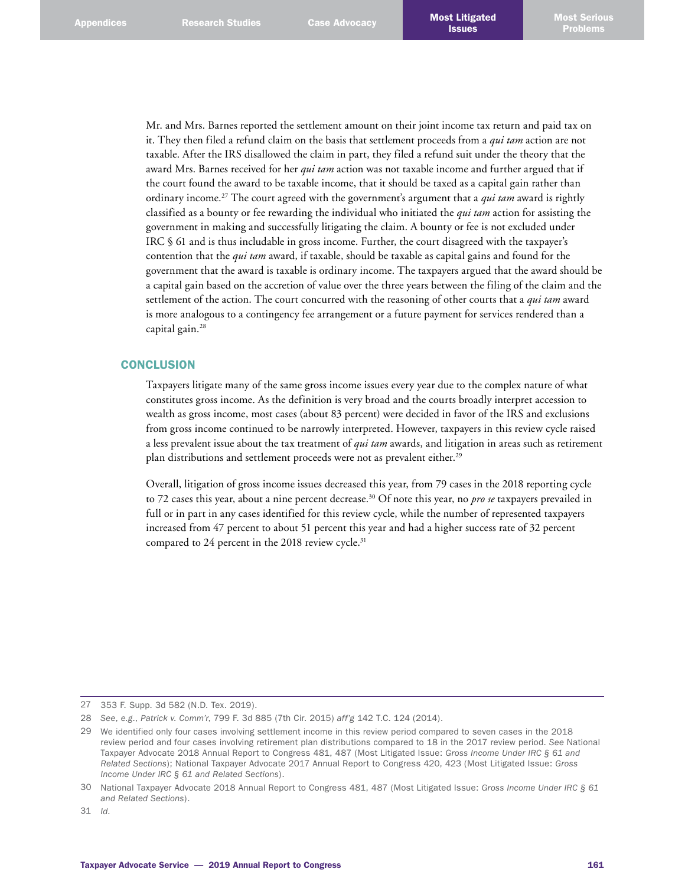Mr. and Mrs. Barnes reported the settlement amount on their joint income tax return and paid tax on it. They then filed a refund claim on the basis that settlement proceeds from a *qui tam* action are not taxable. After the IRS disallowed the claim in part, they filed a refund suit under the theory that the award Mrs. Barnes received for her *qui tam* action was not taxable income and further argued that if the court found the award to be taxable income, that it should be taxed as a capital gain rather than ordinary income.[27] The court agreed with the government's argument that a *qui tam* award is rightly classified as a bounty or fee rewarding the individual who initiated the *qui tam* action for assisting the government in making and successfully litigating the claim. A bounty or fee is not excluded under IRC § 61 and is thus includable in gross income. Further, the court disagreed with the taxpayer's contention that the *qui tam* award, if taxable, should be taxable as capital gains and found for the government that the award is taxable is ordinary income. The taxpayers argued that the award should be a capital gain based on the accretion of value over the three years between the filing of the claim and the settlement of the action. The court concurred with the reasoning of other courts that a *qui tam* award is more analogous to a contingency fee arrangement or a future payment for services rendered than a capital gain.[28]

## CONCLUSION

Taxpayers litigate many of the same gross income issues every year due to the complex nature of what constitutes gross income. As the definition is very broad and the courts broadly interpret accession to wealth as gross income, most cases (about 83 percent) were decided in favor of the IRS and exclusions from gross income continued to be narrowly interpreted. However, taxpayers in this review cycle raised a less prevalent issue about the tax treatment of *qui tam* awards, and litigation in areas such as retirement plan distributions and settlement proceeds were not as prevalent either.[29]

Overall, litigation of gross income issues decreased this year, from 79 cases in the 2018 reporting cycle to 72 cases this year, about a nine percent decrease.[30] Of note this year, no *pro se* taxpayers prevailed in full or in part in any cases identified for this review cycle, while the number of represented taxpayers increased from 47 percent to about 51 percent this year and had a higher success rate of 32 percent compared to 24 percent in the 2018 review cycle.[31]

---

27 353 F. Supp. 3d 582 (N.D. Tex. 2019).

28 *See, e.g., Patrick v. Comm'r*, 799 F. 3d 885 (7th Cir. 2015) *aff'g* 142 T.C. 124 (2014).

29 We identified only four cases involving settlement income in this review period compared to seven cases in the 2018 review period and four cases involving retirement plan distributions compared to 18 in the 2017 review period. *See* National Taxpayer Advocate 2018 Annual Report to Congress 481, 487 (Most Litigated Issue: *Gross Income Under IRC § 61 and Related Sections*); National Taxpayer Advocate 2017 Annual Report to Congress 420, 423 (Most Litigated Issue: *Gross Income Under IRC § 61 and Related Sections*).

30 National Taxpayer Advocate 2018 Annual Report to Congress 481, 487 (Most Litigated Issue: *Gross Income Under IRC § 61 and Related Sections*).

31 *Id.*